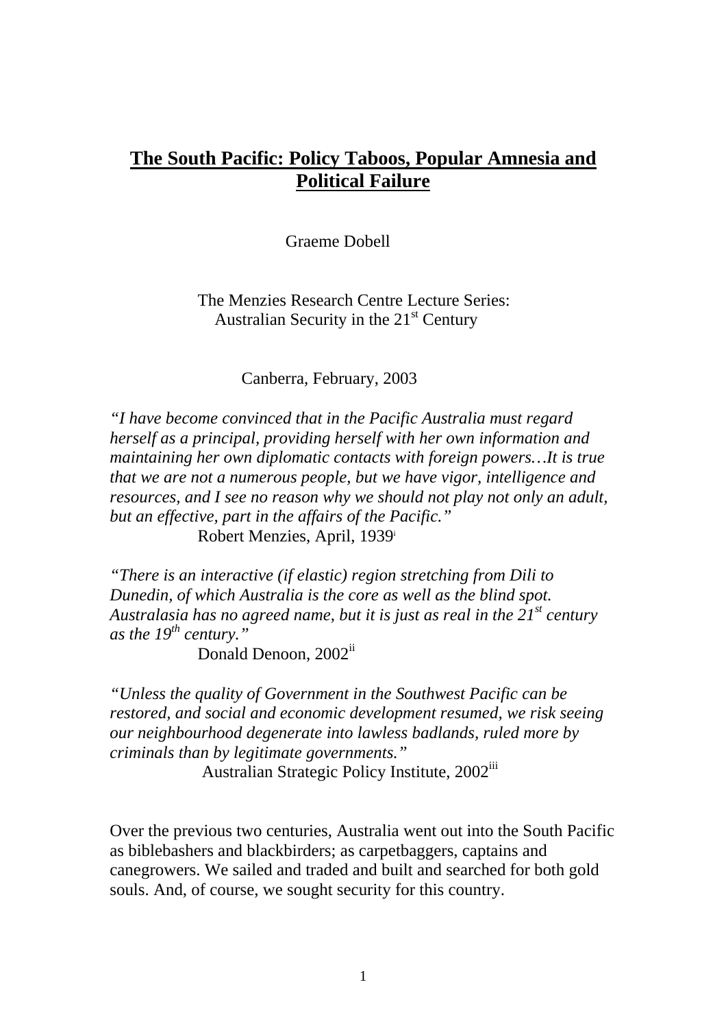# The South Pacific: Policy Taboos, Popular Amnesia and Political Failure

Graeme Dobell

The Menzies Research Centre Lecture Series:
Australian Security in the 21st Century

Canberra, February, 2003

*"I have become convinced that in the Pacific Australia must regard herself as a principal, providing herself with her own information and maintaining her own diplomatic contacts with foreign powers…It is true that we are not a numerous people, but we have vigor, intelligence and resources, and I see no reason why we should not play not only an adult, but an effective, part in the affairs of the Pacific."*

Robert Menzies, April, 1939[i]

*"There is an interactive (if elastic) region stretching from Dili to Dunedin, of which Australia is the core as well as the blind spot. Australasia has no agreed name, but it is just as real in the 21st century as the 19th century."*

Donald Denoon, 2002[ii]

*"Unless the quality of Government in the Southwest Pacific can be restored, and social and economic development resumed, we risk seeing our neighbourhood degenerate into lawless badlands, ruled more by criminals than by legitimate governments."*

Australian Strategic Policy Institute, 2002[iii]

Over the previous two centuries, Australia went out into the South Pacific as biblebashers and blackbirders; as carpetbaggers, captains and canegrowers. We sailed and traded and built and searched for both gold souls. And, of course, we sought security for this country.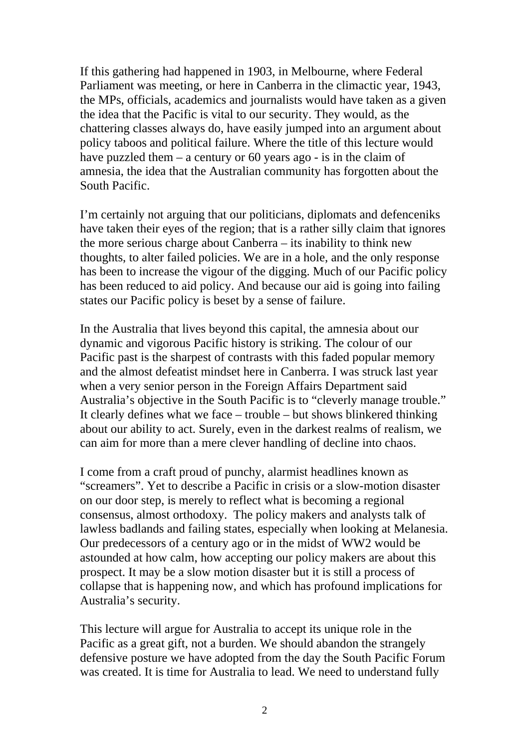If this gathering had happened in 1903, in Melbourne, where Federal Parliament was meeting, or here in Canberra in the climactic year, 1943, the MPs, officials, academics and journalists would have taken as a given the idea that the Pacific is vital to our security. They would, as the chattering classes always do, have easily jumped into an argument about policy taboos and political failure. Where the title of this lecture would have puzzled them – a century or 60 years ago - is in the claim of amnesia, the idea that the Australian community has forgotten about the South Pacific.

I'm certainly not arguing that our politicians, diplomats and defenceniks have taken their eyes of the region; that is a rather silly claim that ignores the more serious charge about Canberra – its inability to think new thoughts, to alter failed policies. We are in a hole, and the only response has been to increase the vigour of the digging. Much of our Pacific policy has been reduced to aid policy. And because our aid is going into failing states our Pacific policy is beset by a sense of failure.

In the Australia that lives beyond this capital, the amnesia about our dynamic and vigorous Pacific history is striking. The colour of our Pacific past is the sharpest of contrasts with this faded popular memory and the almost defeatist mindset here in Canberra. I was struck last year when a very senior person in the Foreign Affairs Department said Australia's objective in the South Pacific is to "cleverly manage trouble." It clearly defines what we face – trouble – but shows blinkered thinking about our ability to act. Surely, even in the darkest realms of realism, we can aim for more than a mere clever handling of decline into chaos.

I come from a craft proud of punchy, alarmist headlines known as "screamers". Yet to describe a Pacific in crisis or a slow-motion disaster on our door step, is merely to reflect what is becoming a regional consensus, almost orthodoxy. The policy makers and analysts talk of lawless badlands and failing states, especially when looking at Melanesia. Our predecessors of a century ago or in the midst of WW2 would be astounded at how calm, how accepting our policy makers are about this prospect. It may be a slow motion disaster but it is still a process of collapse that is happening now, and which has profound implications for Australia's security.

This lecture will argue for Australia to accept its unique role in the Pacific as a great gift, not a burden. We should abandon the strangely defensive posture we have adopted from the day the South Pacific Forum was created. It is time for Australia to lead. We need to understand fully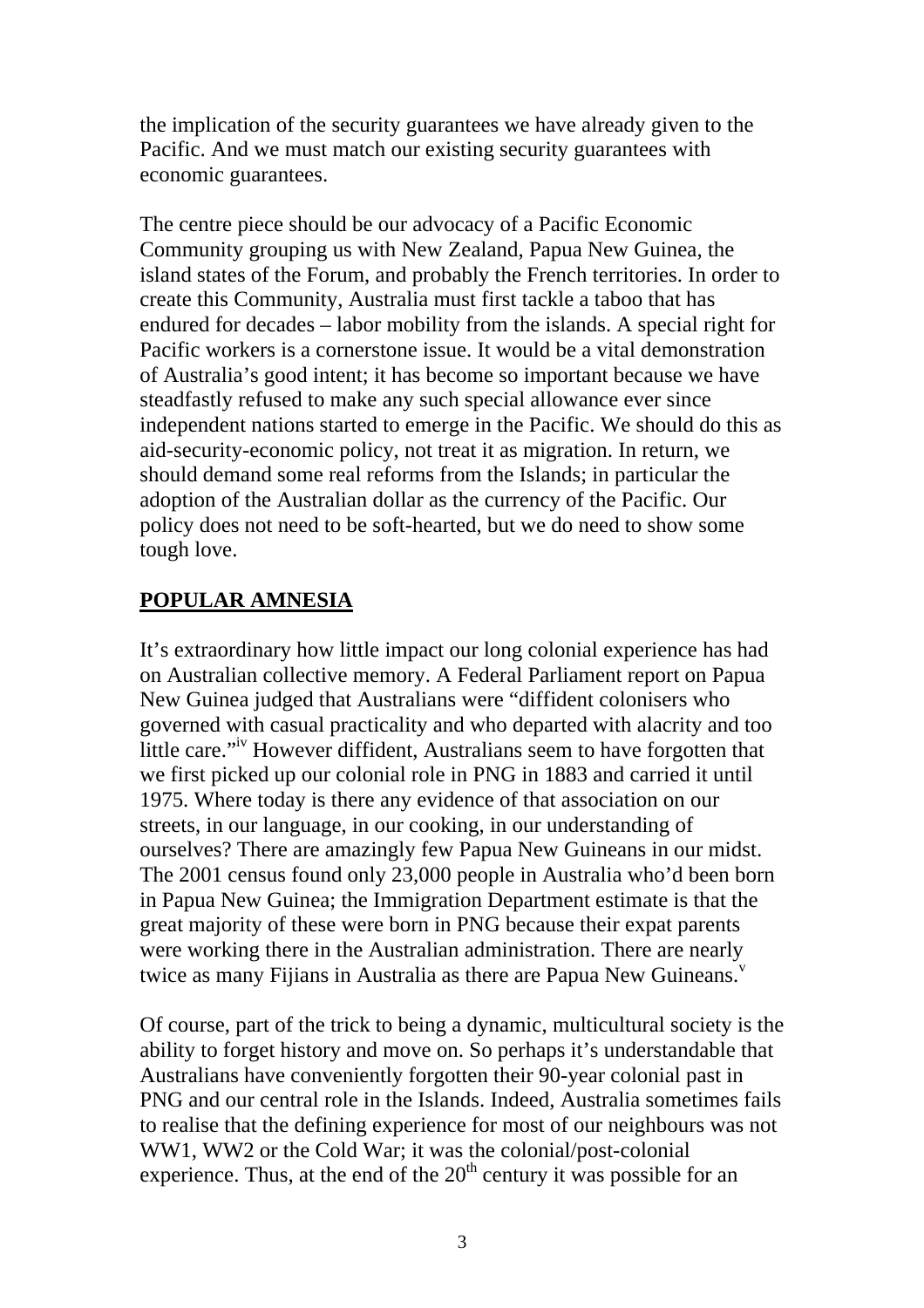the implication of the security guarantees we have already given to the Pacific. And we must match our existing security guarantees with economic guarantees.

The centre piece should be our advocacy of a Pacific Economic Community grouping us with New Zealand, Papua New Guinea, the island states of the Forum, and probably the French territories. In order to create this Community, Australia must first tackle a taboo that has endured for decades – labor mobility from the islands. A special right for Pacific workers is a cornerstone issue. It would be a vital demonstration of Australia's good intent; it has become so important because we have steadfastly refused to make any such special allowance ever since independent nations started to emerge in the Pacific. We should do this as aid-security-economic policy, not treat it as migration. In return, we should demand some real reforms from the Islands; in particular the adoption of the Australian dollar as the currency of the Pacific. Our policy does not need to be soft-hearted, but we do need to show some tough love.

## POPULAR AMNESIA

It's extraordinary how little impact our long colonial experience has had on Australian collective memory. A Federal Parliament report on Papua New Guinea judged that Australians were "diffident colonisers who governed with casual practicality and who departed with alacrity and too little care."[iv] However diffident, Australians seem to have forgotten that we first picked up our colonial role in PNG in 1883 and carried it until 1975. Where today is there any evidence of that association on our streets, in our language, in our cooking, in our understanding of ourselves? There are amazingly few Papua New Guineans in our midst. The 2001 census found only 23,000 people in Australia who'd been born in Papua New Guinea; the Immigration Department estimate is that the great majority of these were born in PNG because their expat parents were working there in the Australian administration. There are nearly twice as many Fijians in Australia as there are Papua New Guineans.[v]

Of course, part of the trick to being a dynamic, multicultural society is the ability to forget history and move on. So perhaps it's understandable that Australians have conveniently forgotten their 90-year colonial past in PNG and our central role in the Islands. Indeed, Australia sometimes fails to realise that the defining experience for most of our neighbours was not WW1, WW2 or the Cold War; it was the colonial/post-colonial experience. Thus, at the end of the 20th century it was possible for an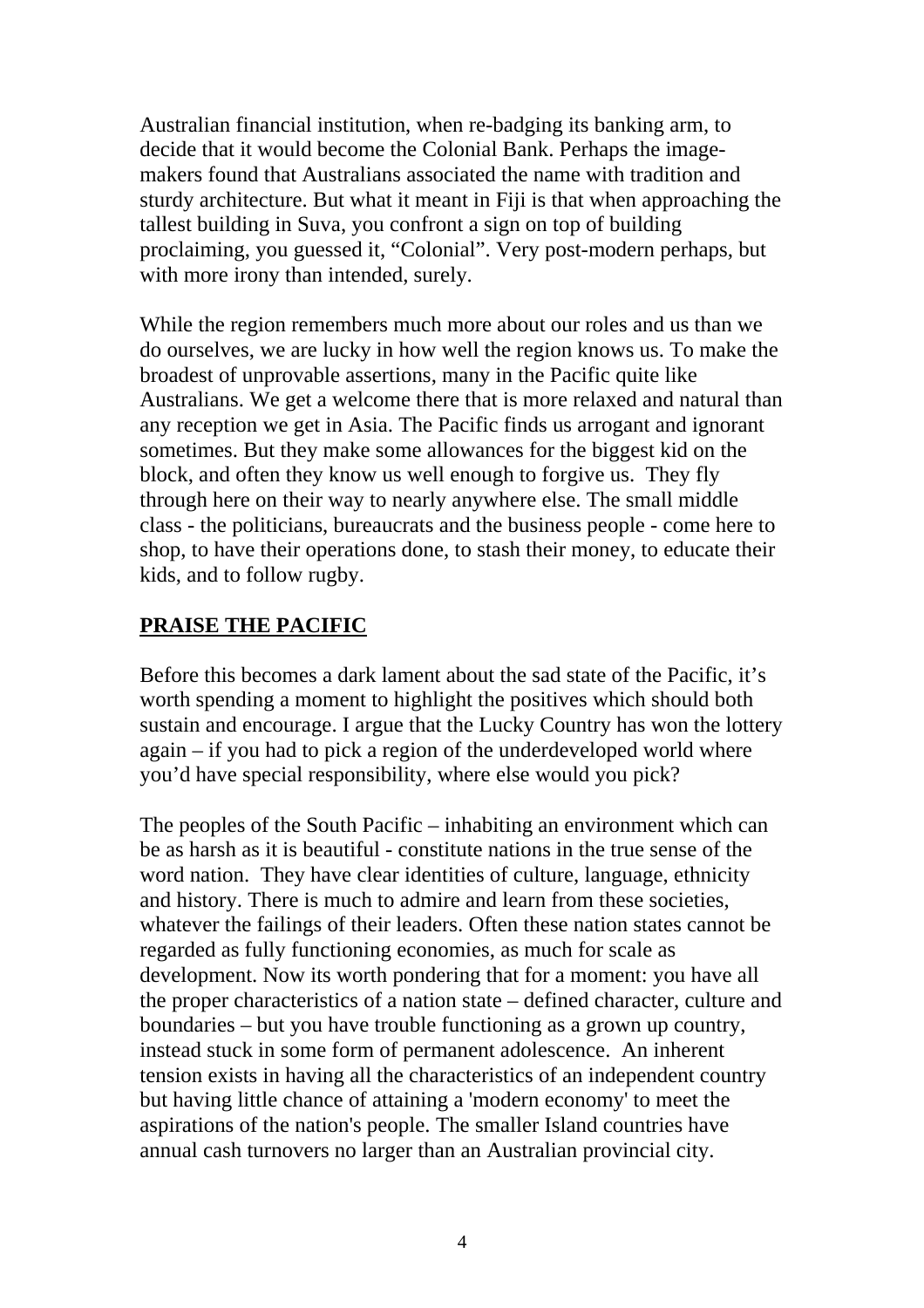Australian financial institution, when re-badging its banking arm, to decide that it would become the Colonial Bank. Perhaps the image-makers found that Australians associated the name with tradition and sturdy architecture. But what it meant in Fiji is that when approaching the tallest building in Suva, you confront a sign on top of building proclaiming, you guessed it, "Colonial". Very post-modern perhaps, but with more irony than intended, surely.

While the region remembers much more about our roles and us than we do ourselves, we are lucky in how well the region knows us. To make the broadest of unprovable assertions, many in the Pacific quite like Australians. We get a welcome there that is more relaxed and natural than any reception we get in Asia. The Pacific finds us arrogant and ignorant sometimes. But they make some allowances for the biggest kid on the block, and often they know us well enough to forgive us. They fly through here on their way to nearly anywhere else. The small middle class - the politicians, bureaucrats and the business people - come here to shop, to have their operations done, to stash their money, to educate their kids, and to follow rugby.

## PRAISE THE PACIFIC

Before this becomes a dark lament about the sad state of the Pacific, it's worth spending a moment to highlight the positives which should both sustain and encourage. I argue that the Lucky Country has won the lottery again – if you had to pick a region of the underdeveloped world where you'd have special responsibility, where else would you pick?

The peoples of the South Pacific – inhabiting an environment which can be as harsh as it is beautiful - constitute nations in the true sense of the word nation. They have clear identities of culture, language, ethnicity and history. There is much to admire and learn from these societies, whatever the failings of their leaders. Often these nation states cannot be regarded as fully functioning economies, as much for scale as development. Now its worth pondering that for a moment: you have all the proper characteristics of a nation state – defined character, culture and boundaries – but you have trouble functioning as a grown up country, instead stuck in some form of permanent adolescence. An inherent tension exists in having all the characteristics of an independent country but having little chance of attaining a 'modern economy' to meet the aspirations of the nation's people. The smaller Island countries have annual cash turnovers no larger than an Australian provincial city.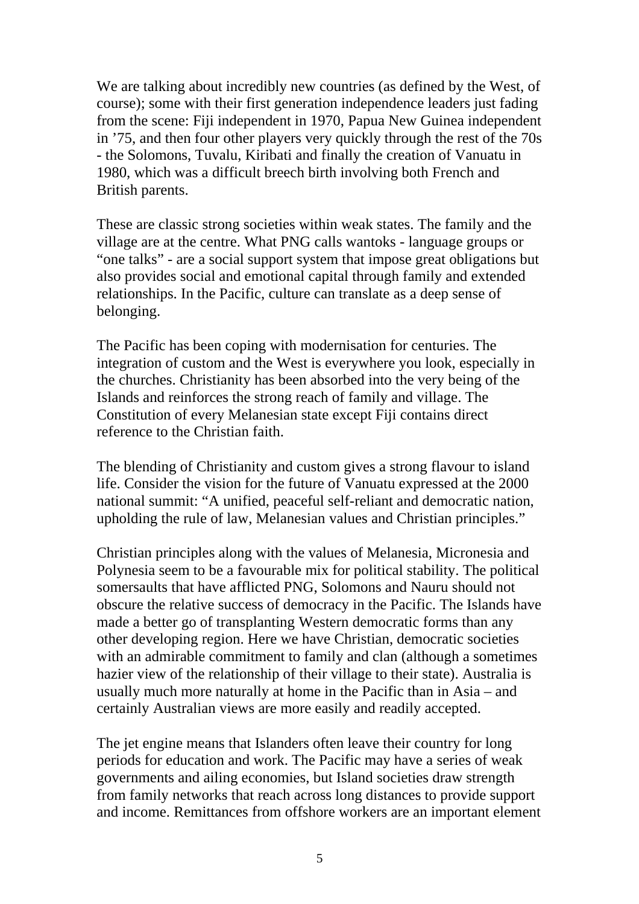We are talking about incredibly new countries (as defined by the West, of course); some with their first generation independence leaders just fading from the scene: Fiji independent in 1970, Papua New Guinea independent in ’75, and then four other players very quickly through the rest of the 70s - the Solomons, Tuvalu, Kiribati and finally the creation of Vanuatu in 1980, which was a difficult breech birth involving both French and British parents.

These are classic strong societies within weak states. The family and the village are at the centre. What PNG calls wantoks - language groups or “one talks” - are a social support system that impose great obligations but also provides social and emotional capital through family and extended relationships. In the Pacific, culture can translate as a deep sense of belonging.

The Pacific has been coping with modernisation for centuries. The integration of custom and the West is everywhere you look, especially in the churches. Christianity has been absorbed into the very being of the Islands and reinforces the strong reach of family and village. The Constitution of every Melanesian state except Fiji contains direct reference to the Christian faith.

The blending of Christianity and custom gives a strong flavour to island life. Consider the vision for the future of Vanuatu expressed at the 2000 national summit: “A unified, peaceful self-reliant and democratic nation, upholding the rule of law, Melanesian values and Christian principles.”

Christian principles along with the values of Melanesia, Micronesia and Polynesia seem to be a favourable mix for political stability. The political somersaults that have afflicted PNG, Solomons and Nauru should not obscure the relative success of democracy in the Pacific. The Islands have made a better go of transplanting Western democratic forms than any other developing region. Here we have Christian, democratic societies with an admirable commitment to family and clan (although a sometimes hazier view of the relationship of their village to their state). Australia is usually much more naturally at home in the Pacific than in Asia – and certainly Australian views are more easily and readily accepted.

The jet engine means that Islanders often leave their country for long periods for education and work. The Pacific may have a series of weak governments and ailing economies, but Island societies draw strength from family networks that reach across long distances to provide support and income. Remittances from offshore workers are an important element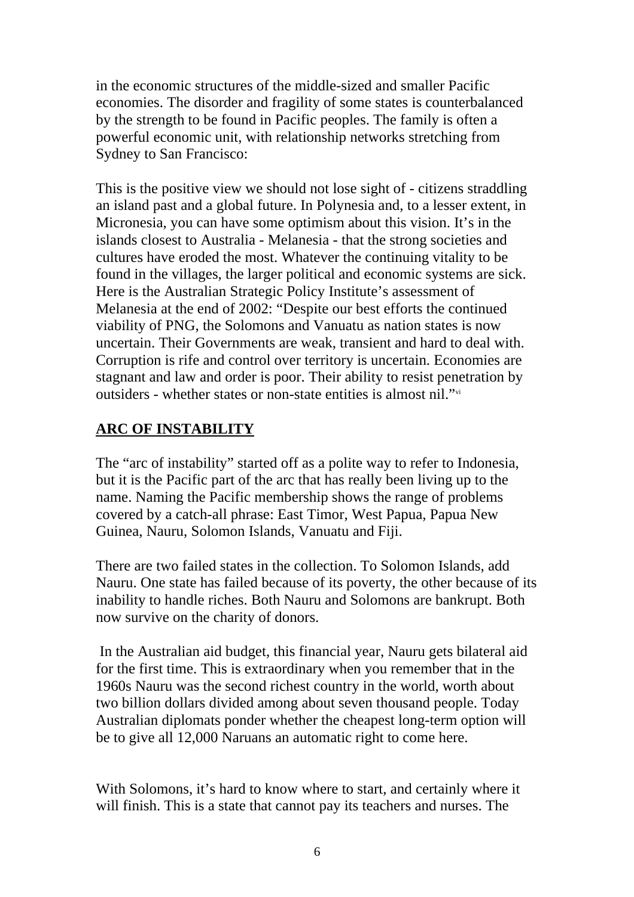in the economic structures of the middle-sized and smaller Pacific economies. The disorder and fragility of some states is counterbalanced by the strength to be found in Pacific peoples. The family is often a powerful economic unit, with relationship networks stretching from Sydney to San Francisco:

This is the positive view we should not lose sight of - citizens straddling an island past and a global future. In Polynesia and, to a lesser extent, in Micronesia, you can have some optimism about this vision. It's in the islands closest to Australia - Melanesia - that the strong societies and cultures have eroded the most. Whatever the continuing vitality to be found in the villages, the larger political and economic systems are sick. Here is the Australian Strategic Policy Institute's assessment of Melanesia at the end of 2002: "Despite our best efforts the continued viability of PNG, the Solomons and Vanuatu as nation states is now uncertain. Their Governments are weak, transient and hard to deal with. Corruption is rife and control over territory is uncertain. Economies are stagnant and law and order is poor. Their ability to resist penetration by outsiders - whether states or non-state entities is almost nil."[vi]

## ARC OF INSTABILITY

The "arc of instability" started off as a polite way to refer to Indonesia, but it is the Pacific part of the arc that has really been living up to the name. Naming the Pacific membership shows the range of problems covered by a catch-all phrase: East Timor, West Papua, Papua New Guinea, Nauru, Solomon Islands, Vanuatu and Fiji.

There are two failed states in the collection. To Solomon Islands, add Nauru. One state has failed because of its poverty, the other because of its inability to handle riches. Both Nauru and Solomons are bankrupt. Both now survive on the charity of donors.

In the Australian aid budget, this financial year, Nauru gets bilateral aid for the first time. This is extraordinary when you remember that in the 1960s Nauru was the second richest country in the world, worth about two billion dollars divided among about seven thousand people. Today Australian diplomats ponder whether the cheapest long-term option will be to give all 12,000 Naruans an automatic right to come here.

With Solomons, it's hard to know where to start, and certainly where it will finish. This is a state that cannot pay its teachers and nurses. The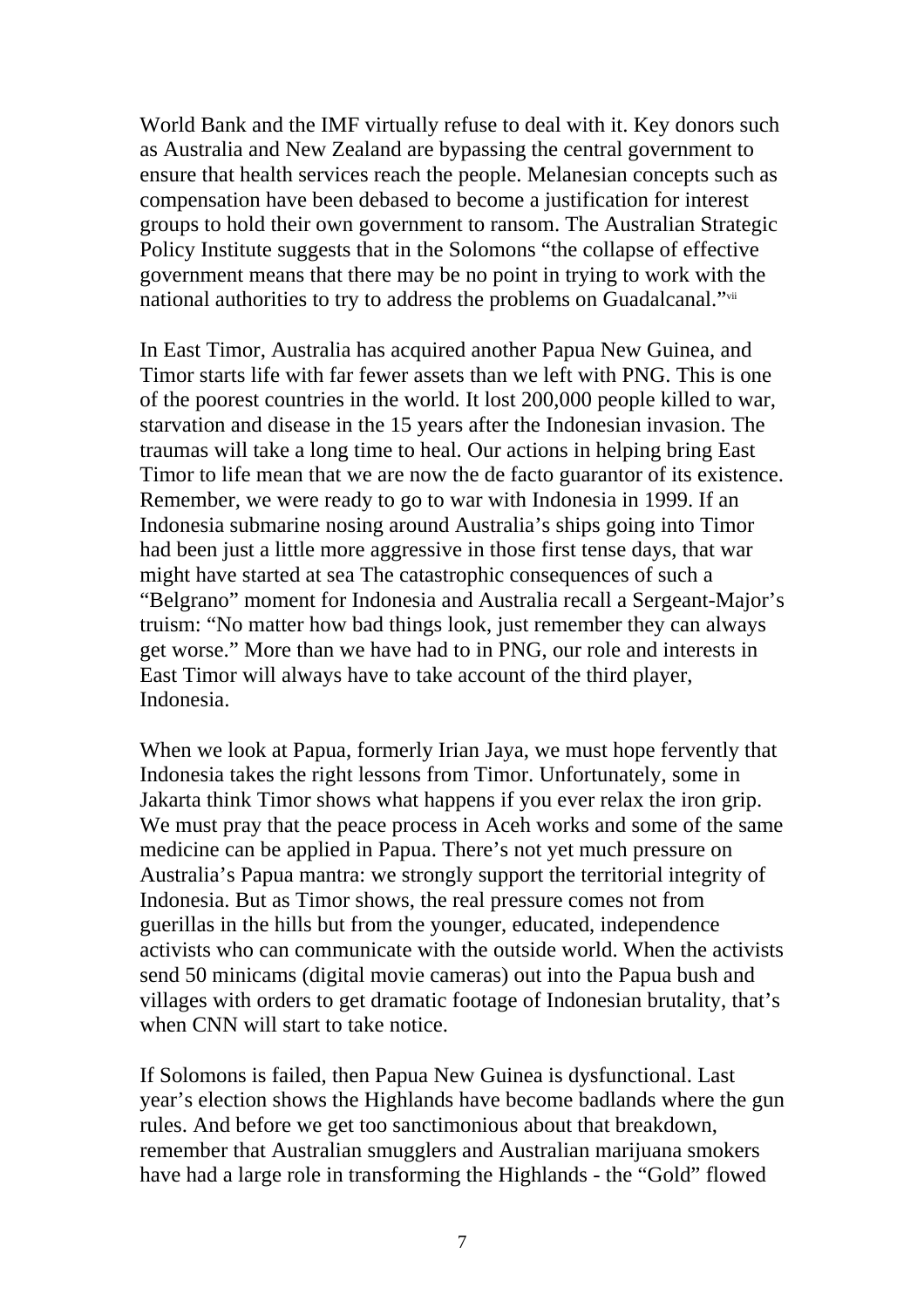World Bank and the IMF virtually refuse to deal with it. Key donors such as Australia and New Zealand are bypassing the central government to ensure that health services reach the people. Melanesian concepts such as compensation have been debased to become a justification for interest groups to hold their own government to ransom. The Australian Strategic Policy Institute suggests that in the Solomons "the collapse of effective government means that there may be no point in trying to work with the national authorities to try to address the problems on Guadalcanal."[vii]

In East Timor, Australia has acquired another Papua New Guinea, and Timor starts life with far fewer assets than we left with PNG. This is one of the poorest countries in the world. It lost 200,000 people killed to war, starvation and disease in the 15 years after the Indonesian invasion. The traumas will take a long time to heal. Our actions in helping bring East Timor to life mean that we are now the de facto guarantor of its existence. Remember, we were ready to go to war with Indonesia in 1999. If an Indonesia submarine nosing around Australia's ships going into Timor had been just a little more aggressive in those first tense days, that war might have started at sea The catastrophic consequences of such a "Belgrano" moment for Indonesia and Australia recall a Sergeant-Major's truism: "No matter how bad things look, just remember they can always get worse." More than we have had to in PNG, our role and interests in East Timor will always have to take account of the third player, Indonesia.

When we look at Papua, formerly Irian Jaya, we must hope fervently that Indonesia takes the right lessons from Timor. Unfortunately, some in Jakarta think Timor shows what happens if you ever relax the iron grip. We must pray that the peace process in Aceh works and some of the same medicine can be applied in Papua. There's not yet much pressure on Australia's Papua mantra: we strongly support the territorial integrity of Indonesia. But as Timor shows, the real pressure comes not from guerillas in the hills but from the younger, educated, independence activists who can communicate with the outside world. When the activists send 50 minicams (digital movie cameras) out into the Papua bush and villages with orders to get dramatic footage of Indonesian brutality, that's when CNN will start to take notice.

If Solomons is failed, then Papua New Guinea is dysfunctional. Last year's election shows the Highlands have become badlands where the gun rules. And before we get too sanctimonious about that breakdown, remember that Australian smugglers and Australian marijuana smokers have had a large role in transforming the Highlands - the "Gold" flowed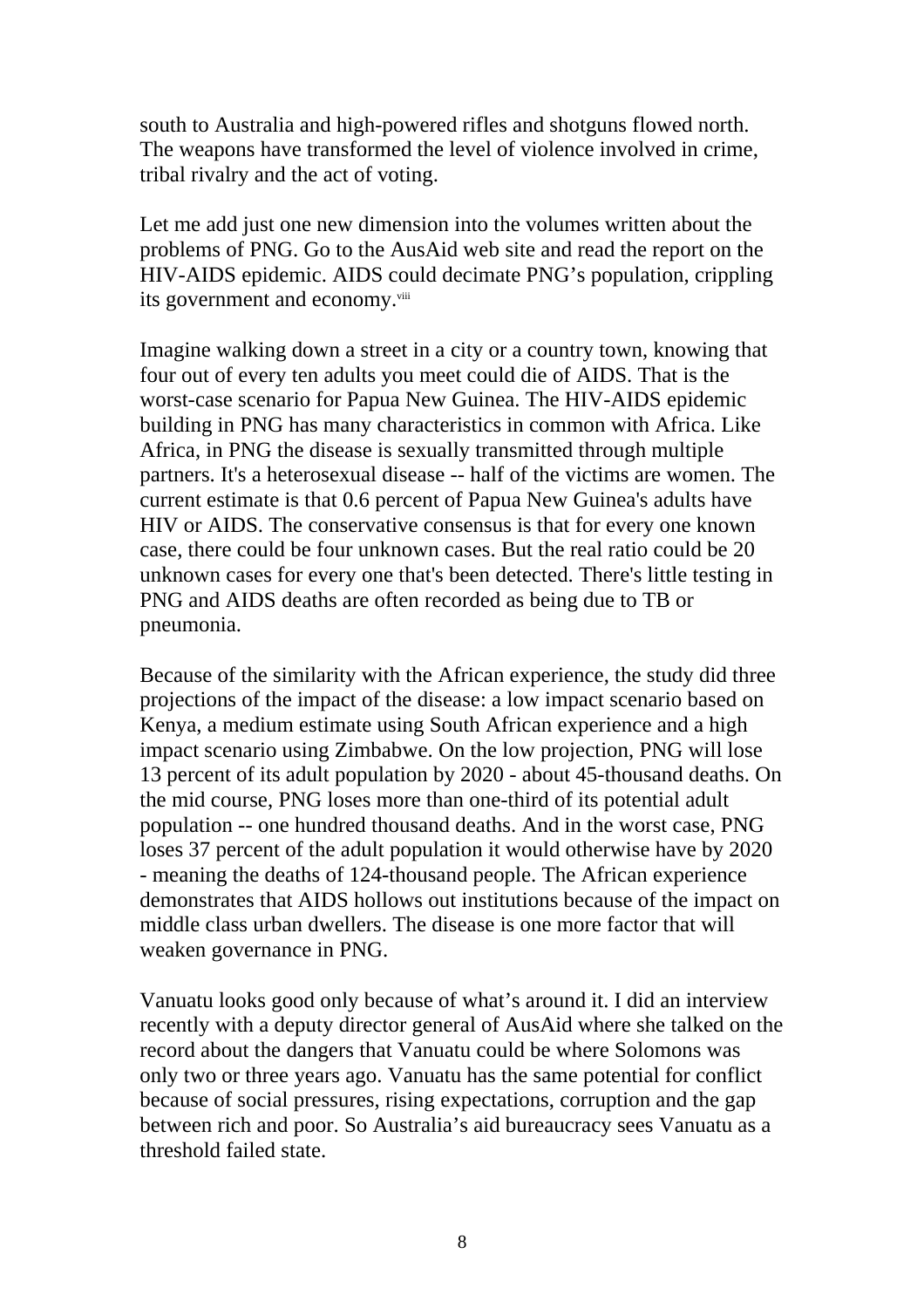south to Australia and high-powered rifles and shotguns flowed north. The weapons have transformed the level of violence involved in crime, tribal rivalry and the act of voting.

Let me add just one new dimension into the volumes written about the problems of PNG. Go to the AusAid web site and read the report on the HIV-AIDS epidemic. AIDS could decimate PNG's population, crippling its government and economy.[viii]

Imagine walking down a street in a city or a country town, knowing that four out of every ten adults you meet could die of AIDS. That is the worst-case scenario for Papua New Guinea. The HIV-AIDS epidemic building in PNG has many characteristics in common with Africa. Like Africa, in PNG the disease is sexually transmitted through multiple partners. It's a heterosexual disease -- half of the victims are women. The current estimate is that 0.6 percent of Papua New Guinea's adults have HIV or AIDS. The conservative consensus is that for every one known case, there could be four unknown cases. But the real ratio could be 20 unknown cases for every one that's been detected. There's little testing in PNG and AIDS deaths are often recorded as being due to TB or pneumonia.

Because of the similarity with the African experience, the study did three projections of the impact of the disease: a low impact scenario based on Kenya, a medium estimate using South African experience and a high impact scenario using Zimbabwe. On the low projection, PNG will lose 13 percent of its adult population by 2020 - about 45-thousand deaths. On the mid course, PNG loses more than one-third of its potential adult population -- one hundred thousand deaths. And in the worst case, PNG loses 37 percent of the adult population it would otherwise have by 2020 - meaning the deaths of 124-thousand people. The African experience demonstrates that AIDS hollows out institutions because of the impact on middle class urban dwellers. The disease is one more factor that will weaken governance in PNG.

Vanuatu looks good only because of what's around it. I did an interview recently with a deputy director general of AusAid where she talked on the record about the dangers that Vanuatu could be where Solomons was only two or three years ago. Vanuatu has the same potential for conflict because of social pressures, rising expectations, corruption and the gap between rich and poor. So Australia's aid bureaucracy sees Vanuatu as a threshold failed state.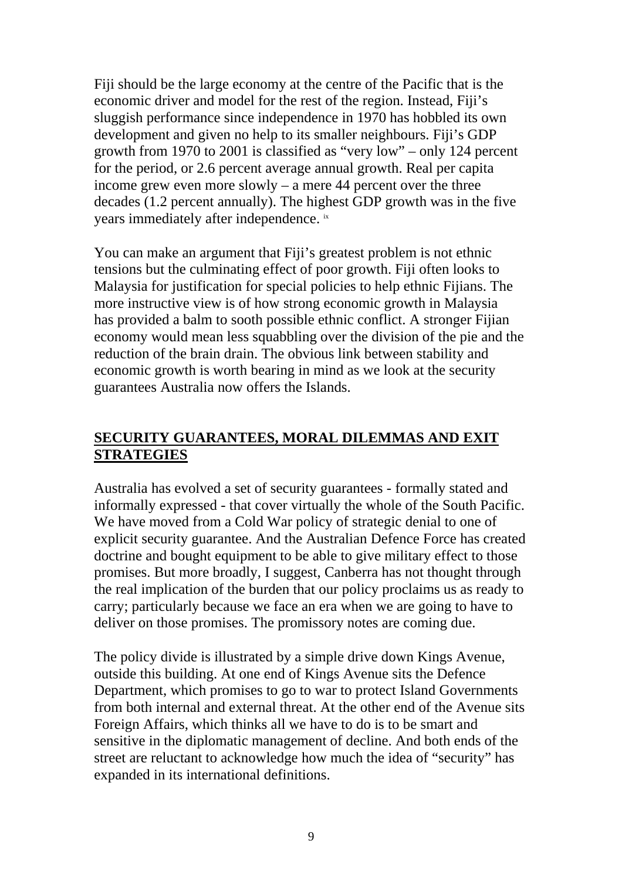Fiji should be the large economy at the centre of the Pacific that is the economic driver and model for the rest of the region. Instead, Fiji's sluggish performance since independence in 1970 has hobbled its own development and given no help to its smaller neighbours. Fiji's GDP growth from 1970 to 2001 is classified as "very low" – only 124 percent for the period, or 2.6 percent average annual growth. Real per capita income grew even more slowly – a mere 44 percent over the three decades (1.2 percent annually). The highest GDP growth was in the five years immediately after independence. [ix]

You can make an argument that Fiji's greatest problem is not ethnic tensions but the culminating effect of poor growth. Fiji often looks to Malaysia for justification for special policies to help ethnic Fijians. The more instructive view is of how strong economic growth in Malaysia has provided a balm to sooth possible ethnic conflict. A stronger Fijian economy would mean less squabbling over the division of the pie and the reduction of the brain drain. The obvious link between stability and economic growth is worth bearing in mind as we look at the security guarantees Australia now offers the Islands.

## SECURITY GUARANTEES, MORAL DILEMMAS AND EXIT STRATEGIES

Australia has evolved a set of security guarantees - formally stated and informally expressed - that cover virtually the whole of the South Pacific. We have moved from a Cold War policy of strategic denial to one of explicit security guarantee. And the Australian Defence Force has created doctrine and bought equipment to be able to give military effect to those promises. But more broadly, I suggest, Canberra has not thought through the real implication of the burden that our policy proclaims us as ready to carry; particularly because we face an era when we are going to have to deliver on those promises. The promissory notes are coming due.

The policy divide is illustrated by a simple drive down Kings Avenue, outside this building. At one end of Kings Avenue sits the Defence Department, which promises to go to war to protect Island Governments from both internal and external threat. At the other end of the Avenue sits Foreign Affairs, which thinks all we have to do is to be smart and sensitive in the diplomatic management of decline. And both ends of the street are reluctant to acknowledge how much the idea of "security" has expanded in its international definitions.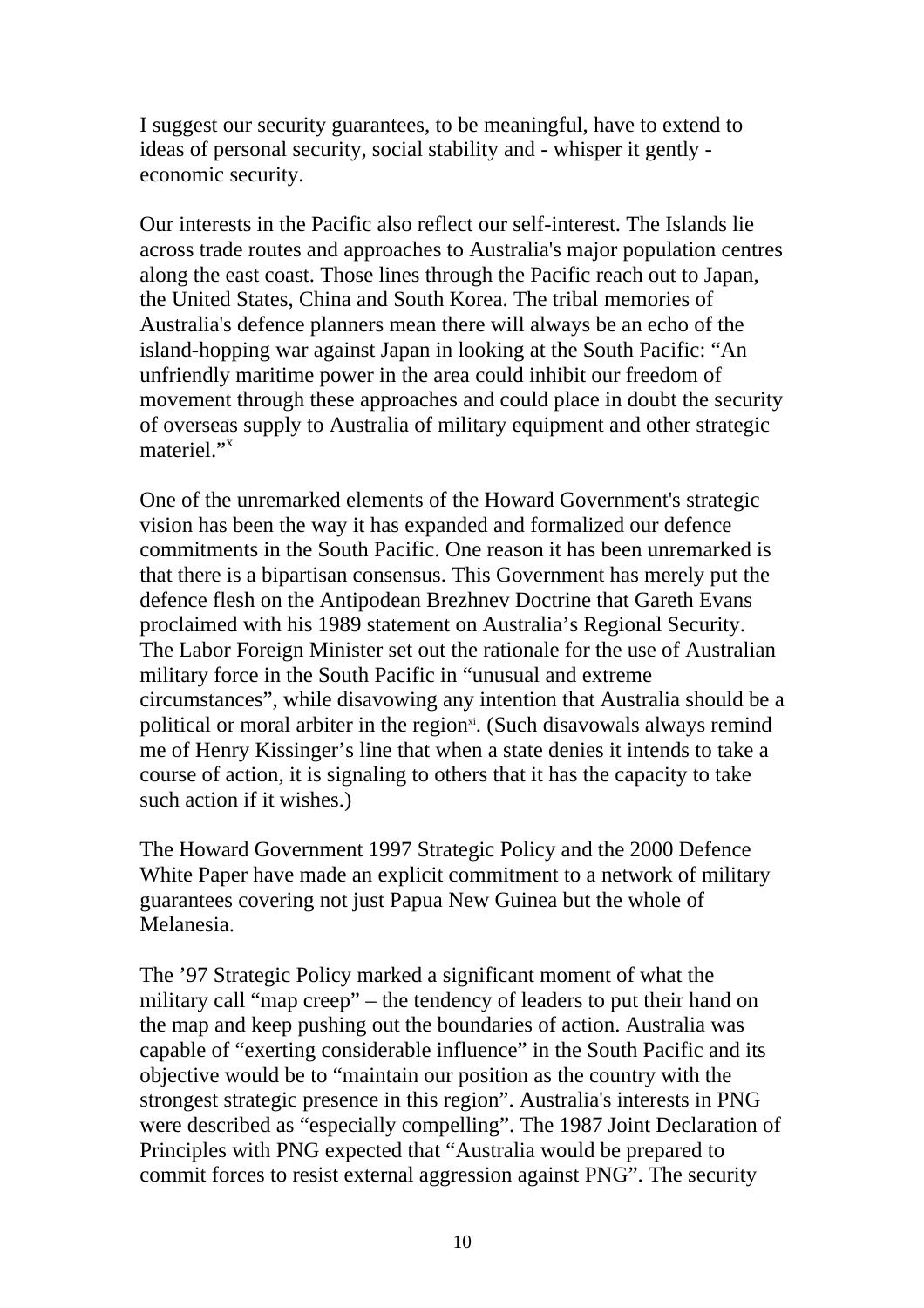I suggest our security guarantees, to be meaningful, have to extend to ideas of personal security, social stability and - whisper it gently - economic security.

Our interests in the Pacific also reflect our self-interest. The Islands lie across trade routes and approaches to Australia's major population centres along the east coast. Those lines through the Pacific reach out to Japan, the United States, China and South Korea. The tribal memories of Australia's defence planners mean there will always be an echo of the island-hopping war against Japan in looking at the South Pacific: "An unfriendly maritime power in the area could inhibit our freedom of movement through these approaches and could place in doubt the security of overseas supply to Australia of military equipment and other strategic materiel."[x]

One of the unremarked elements of the Howard Government's strategic vision has been the way it has expanded and formalized our defence commitments in the South Pacific. One reason it has been unremarked is that there is a bipartisan consensus. This Government has merely put the defence flesh on the Antipodean Brezhnev Doctrine that Gareth Evans proclaimed with his 1989 statement on Australia's Regional Security. The Labor Foreign Minister set out the rationale for the use of Australian military force in the South Pacific in "unusual and extreme circumstances", while disavowing any intention that Australia should be a political or moral arbiter in the region[xi]. (Such disavowals always remind me of Henry Kissinger's line that when a state denies it intends to take a course of action, it is signaling to others that it has the capacity to take such action if it wishes.)

The Howard Government 1997 Strategic Policy and the 2000 Defence White Paper have made an explicit commitment to a network of military guarantees covering not just Papua New Guinea but the whole of Melanesia.

The '97 Strategic Policy marked a significant moment of what the military call "map creep" – the tendency of leaders to put their hand on the map and keep pushing out the boundaries of action. Australia was capable of "exerting considerable influence" in the South Pacific and its objective would be to "maintain our position as the country with the strongest strategic presence in this region". Australia's interests in PNG were described as "especially compelling". The 1987 Joint Declaration of Principles with PNG expected that "Australia would be prepared to commit forces to resist external aggression against PNG". The security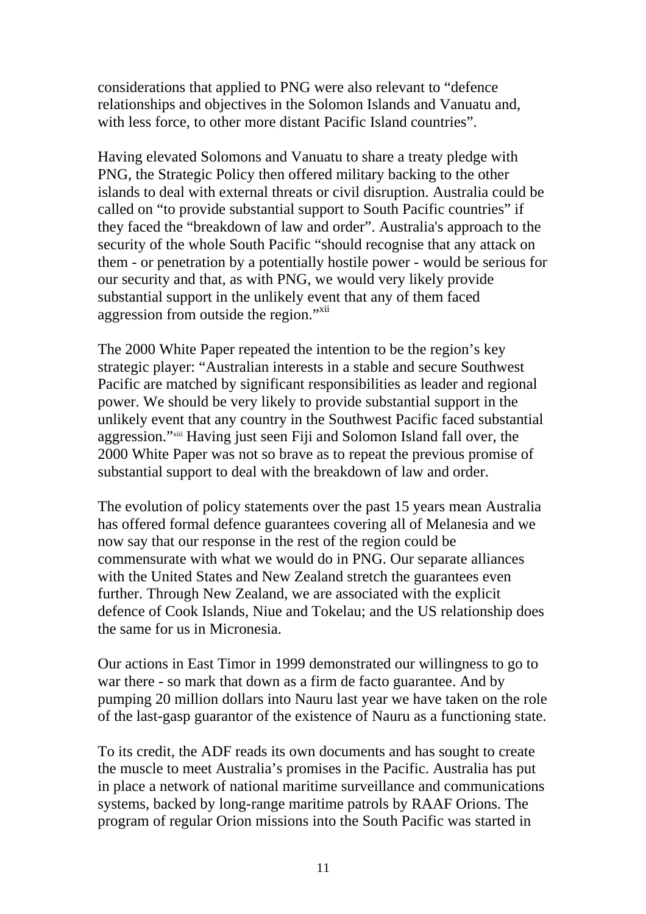considerations that applied to PNG were also relevant to “defence relationships and objectives in the Solomon Islands and Vanuatu and, with less force, to other more distant Pacific Island countries”.

Having elevated Solomons and Vanuatu to share a treaty pledge with PNG, the Strategic Policy then offered military backing to the other islands to deal with external threats or civil disruption. Australia could be called on “to provide substantial support to South Pacific countries” if they faced the “breakdown of law and order”. Australia's approach to the security of the whole South Pacific “should recognise that any attack on them - or penetration by a potentially hostile power - would be serious for our security and that, as with PNG, we would very likely provide substantial support in the unlikely event that any of them faced aggression from outside the region.”[xii]

The 2000 White Paper repeated the intention to be the region’s key strategic player: “Australian interests in a stable and secure Southwest Pacific are matched by significant responsibilities as leader and regional power. We should be very likely to provide substantial support in the unlikely event that any country in the Southwest Pacific faced substantial aggression.”[xiii] Having just seen Fiji and Solomon Island fall over, the 2000 White Paper was not so brave as to repeat the previous promise of substantial support to deal with the breakdown of law and order.

The evolution of policy statements over the past 15 years mean Australia has offered formal defence guarantees covering all of Melanesia and we now say that our response in the rest of the region could be commensurate with what we would do in PNG. Our separate alliances with the United States and New Zealand stretch the guarantees even further. Through New Zealand, we are associated with the explicit defence of Cook Islands, Niue and Tokelau; and the US relationship does the same for us in Micronesia.

Our actions in East Timor in 1999 demonstrated our willingness to go to war there - so mark that down as a firm de facto guarantee. And by pumping 20 million dollars into Nauru last year we have taken on the role of the last-gasp guarantor of the existence of Nauru as a functioning state.

To its credit, the ADF reads its own documents and has sought to create the muscle to meet Australia’s promises in the Pacific. Australia has put in place a network of national maritime surveillance and communications systems, backed by long-range maritime patrols by RAAF Orions. The program of regular Orion missions into the South Pacific was started in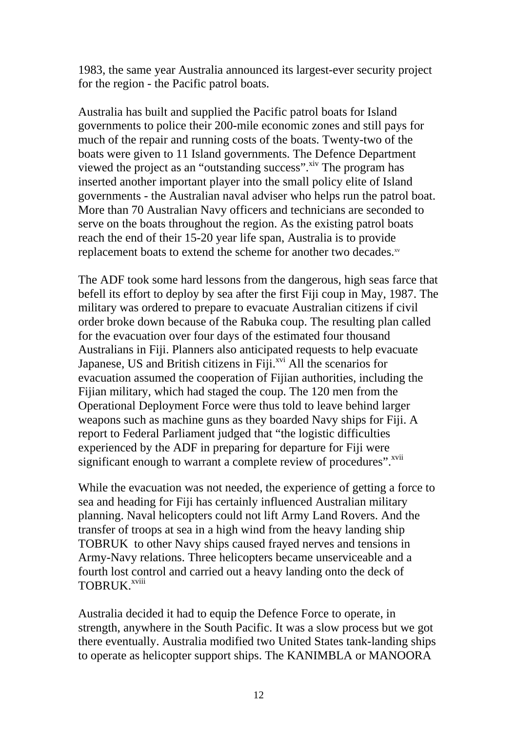1983, the same year Australia announced its largest-ever security project for the region - the Pacific patrol boats.

Australia has built and supplied the Pacific patrol boats for Island governments to police their 200-mile economic zones and still pays for much of the repair and running costs of the boats. Twenty-two of the boats were given to 11 Island governments. The Defence Department viewed the project as an "outstanding success".[xiv] The program has inserted another important player into the small policy elite of Island governments - the Australian naval adviser who helps run the patrol boat. More than 70 Australian Navy officers and technicians are seconded to serve on the boats throughout the region. As the existing patrol boats reach the end of their 15-20 year life span, Australia is to provide replacement boats to extend the scheme for another two decades.[xv]

The ADF took some hard lessons from the dangerous, high seas farce that befell its effort to deploy by sea after the first Fiji coup in May, 1987. The military was ordered to prepare to evacuate Australian citizens if civil order broke down because of the Rabuka coup. The resulting plan called for the evacuation over four days of the estimated four thousand Australians in Fiji. Planners also anticipated requests to help evacuate Japanese, US and British citizens in Fiji.[xvi] All the scenarios for evacuation assumed the cooperation of Fijian authorities, including the Fijian military, which had staged the coup. The 120 men from the Operational Deployment Force were thus told to leave behind larger weapons such as machine guns as they boarded Navy ships for Fiji. A report to Federal Parliament judged that "the logistic difficulties experienced by the ADF in preparing for departure for Fiji were significant enough to warrant a complete review of procedures".[xvii]

While the evacuation was not needed, the experience of getting a force to sea and heading for Fiji has certainly influenced Australian military planning. Naval helicopters could not lift Army Land Rovers. And the transfer of troops at sea in a high wind from the heavy landing ship TOBRUK to other Navy ships caused frayed nerves and tensions in Army-Navy relations. Three helicopters became unserviceable and a fourth lost control and carried out a heavy landing onto the deck of TOBRUK.[xviii]

Australia decided it had to equip the Defence Force to operate, in strength, anywhere in the South Pacific. It was a slow process but we got there eventually. Australia modified two United States tank-landing ships to operate as helicopter support ships. The KANIMBLA or MANOORA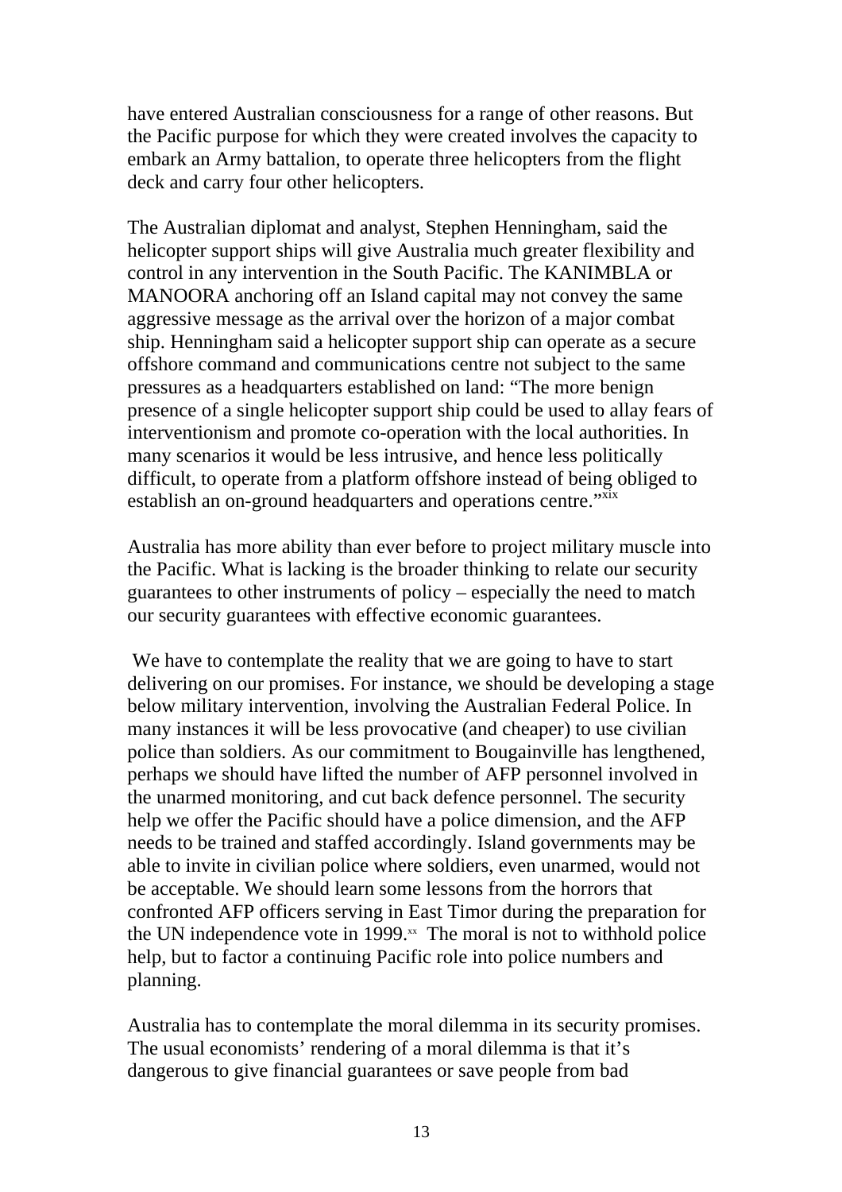have entered Australian consciousness for a range of other reasons. But the Pacific purpose for which they were created involves the capacity to embark an Army battalion, to operate three helicopters from the flight deck and carry four other helicopters.

The Australian diplomat and analyst, Stephen Henningham, said the helicopter support ships will give Australia much greater flexibility and control in any intervention in the South Pacific. The KANIMBLA or MANOORA anchoring off an Island capital may not convey the same aggressive message as the arrival over the horizon of a major combat ship. Henningham said a helicopter support ship can operate as a secure offshore command and communications centre not subject to the same pressures as a headquarters established on land: "The more benign presence of a single helicopter support ship could be used to allay fears of interventionism and promote co-operation with the local authorities. In many scenarios it would be less intrusive, and hence less politically difficult, to operate from a platform offshore instead of being obliged to establish an on-ground headquarters and operations centre."[xix]

Australia has more ability than ever before to project military muscle into the Pacific. What is lacking is the broader thinking to relate our security guarantees to other instruments of policy – especially the need to match our security guarantees with effective economic guarantees.

We have to contemplate the reality that we are going to have to start delivering on our promises. For instance, we should be developing a stage below military intervention, involving the Australian Federal Police. In many instances it will be less provocative (and cheaper) to use civilian police than soldiers. As our commitment to Bougainville has lengthened, perhaps we should have lifted the number of AFP personnel involved in the unarmed monitoring, and cut back defence personnel. The security help we offer the Pacific should have a police dimension, and the AFP needs to be trained and staffed accordingly. Island governments may be able to invite in civilian police where soldiers, even unarmed, would not be acceptable. We should learn some lessons from the horrors that confronted AFP officers serving in East Timor during the preparation for the UN independence vote in 1999.[xx] The moral is not to withhold police help, but to factor a continuing Pacific role into police numbers and planning.

Australia has to contemplate the moral dilemma in its security promises. The usual economists' rendering of a moral dilemma is that it's dangerous to give financial guarantees or save people from bad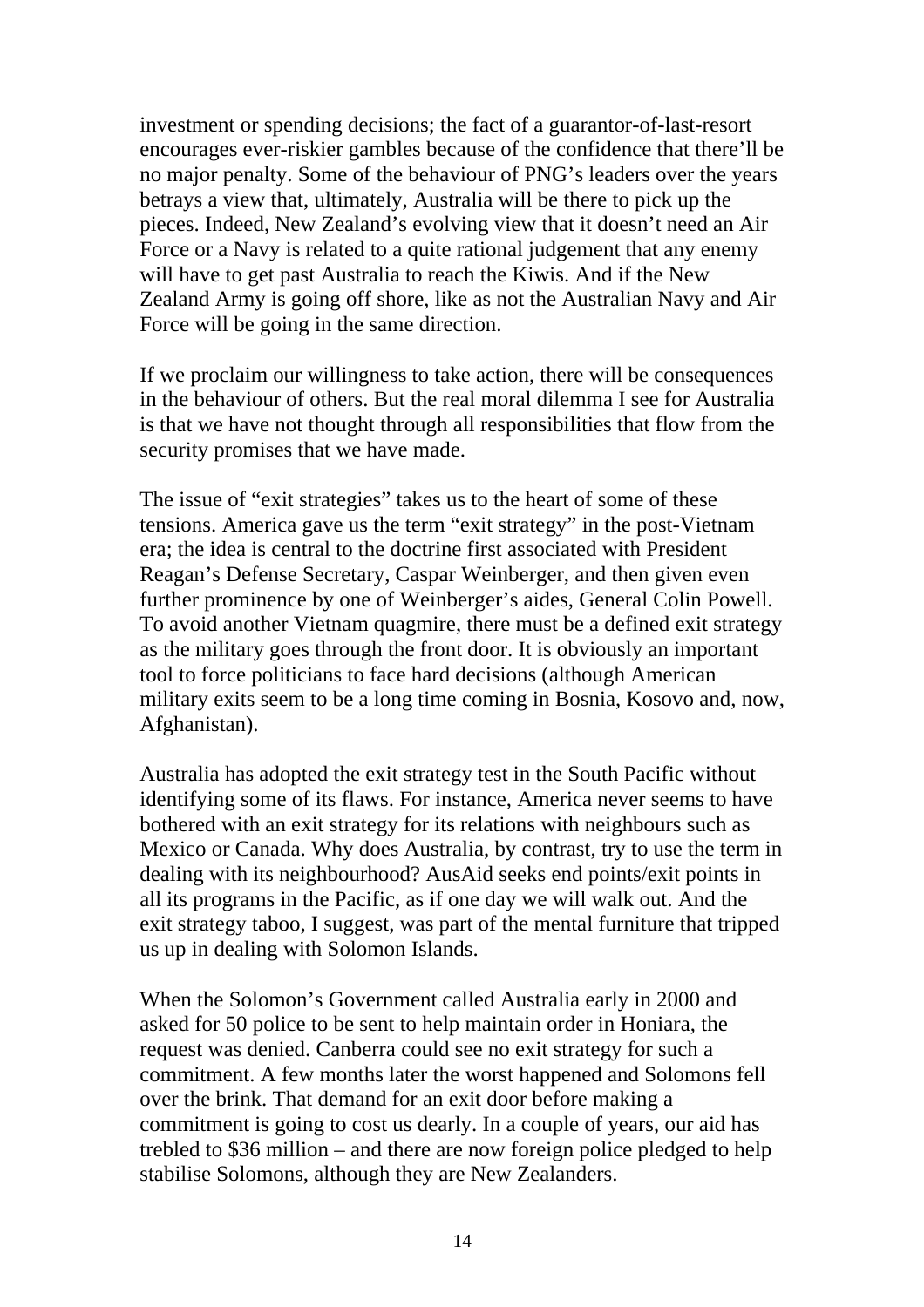investment or spending decisions; the fact of a guarantor-of-last-resort encourages ever-riskier gambles because of the confidence that there'll be no major penalty. Some of the behaviour of PNG's leaders over the years betrays a view that, ultimately, Australia will be there to pick up the pieces. Indeed, New Zealand's evolving view that it doesn't need an Air Force or a Navy is related to a quite rational judgement that any enemy will have to get past Australia to reach the Kiwis. And if the New Zealand Army is going off shore, like as not the Australian Navy and Air Force will be going in the same direction.

If we proclaim our willingness to take action, there will be consequences in the behaviour of others. But the real moral dilemma I see for Australia is that we have not thought through all responsibilities that flow from the security promises that we have made.

The issue of "exit strategies" takes us to the heart of some of these tensions. America gave us the term "exit strategy" in the post-Vietnam era; the idea is central to the doctrine first associated with President Reagan's Defense Secretary, Caspar Weinberger, and then given even further prominence by one of Weinberger's aides, General Colin Powell. To avoid another Vietnam quagmire, there must be a defined exit strategy as the military goes through the front door. It is obviously an important tool to force politicians to face hard decisions (although American military exits seem to be a long time coming in Bosnia, Kosovo and, now, Afghanistan).

Australia has adopted the exit strategy test in the South Pacific without identifying some of its flaws. For instance, America never seems to have bothered with an exit strategy for its relations with neighbours such as Mexico or Canada. Why does Australia, by contrast, try to use the term in dealing with its neighbourhood? AusAid seeks end points/exit points in all its programs in the Pacific, as if one day we will walk out. And the exit strategy taboo, I suggest, was part of the mental furniture that tripped us up in dealing with Solomon Islands.

When the Solomon's Government called Australia early in 2000 and asked for 50 police to be sent to help maintain order in Honiara, the request was denied. Canberra could see no exit strategy for such a commitment. A few months later the worst happened and Solomons fell over the brink. That demand for an exit door before making a commitment is going to cost us dearly. In a couple of years, our aid has trebled to $36 million – and there are now foreign police pledged to help stabilise Solomons, although they are New Zealanders.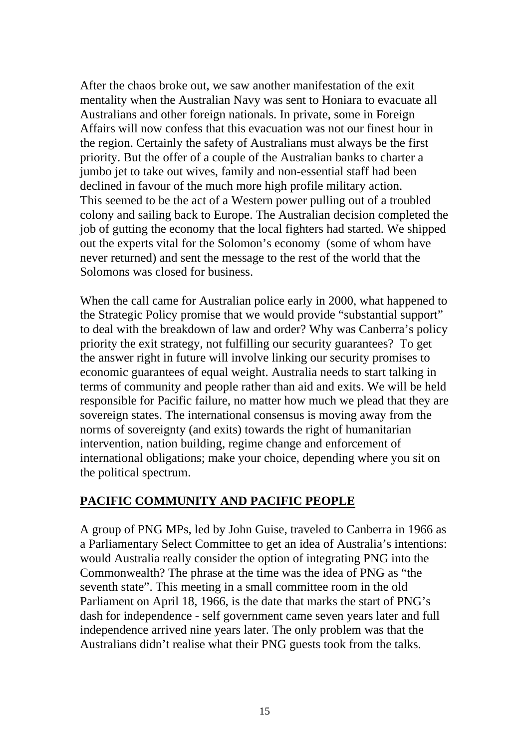After the chaos broke out, we saw another manifestation of the exit mentality when the Australian Navy was sent to Honiara to evacuate all Australians and other foreign nationals. In private, some in Foreign Affairs will now confess that this evacuation was not our finest hour in the region. Certainly the safety of Australians must always be the first priority. But the offer of a couple of the Australian banks to charter a jumbo jet to take out wives, family and non-essential staff had been declined in favour of the much more high profile military action. This seemed to be the act of a Western power pulling out of a troubled colony and sailing back to Europe. The Australian decision completed the job of gutting the economy that the local fighters had started. We shipped out the experts vital for the Solomon's economy (some of whom have never returned) and sent the message to the rest of the world that the Solomons was closed for business.

When the call came for Australian police early in 2000, what happened to the Strategic Policy promise that we would provide "substantial support" to deal with the breakdown of law and order? Why was Canberra's policy priority the exit strategy, not fulfilling our security guarantees? To get the answer right in future will involve linking our security promises to economic guarantees of equal weight. Australia needs to start talking in terms of community and people rather than aid and exits. We will be held responsible for Pacific failure, no matter how much we plead that they are sovereign states. The international consensus is moving away from the norms of sovereignty (and exits) towards the right of humanitarian intervention, nation building, regime change and enforcement of international obligations; make your choice, depending where you sit on the political spectrum.

## PACIFIC COMMUNITY AND PACIFIC PEOPLE

A group of PNG MPs, led by John Guise, traveled to Canberra in 1966 as a Parliamentary Select Committee to get an idea of Australia's intentions: would Australia really consider the option of integrating PNG into the Commonwealth? The phrase at the time was the idea of PNG as "the seventh state". This meeting in a small committee room in the old Parliament on April 18, 1966, is the date that marks the start of PNG's dash for independence - self government came seven years later and full independence arrived nine years later. The only problem was that the Australians didn't realise what their PNG guests took from the talks.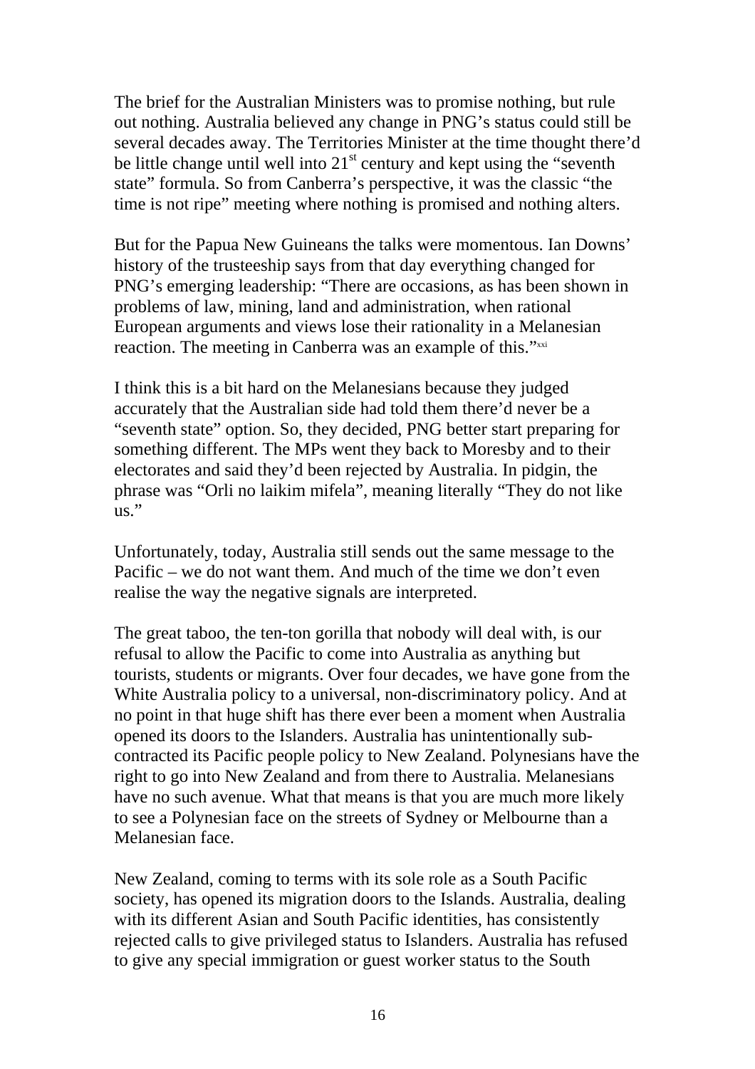The brief for the Australian Ministers was to promise nothing, but rule out nothing. Australia believed any change in PNG's status could still be several decades away. The Territories Minister at the time thought there'd be little change until well into 21st century and kept using the "seventh state" formula. So from Canberra's perspective, it was the classic "the time is not ripe" meeting where nothing is promised and nothing alters.

But for the Papua New Guineans the talks were momentous. Ian Downs' history of the trusteeship says from that day everything changed for PNG's emerging leadership: "There are occasions, as has been shown in problems of law, mining, land and administration, when rational European arguments and views lose their rationality in a Melanesian reaction. The meeting in Canberra was an example of this."[xxi]

I think this is a bit hard on the Melanesians because they judged accurately that the Australian side had told them there'd never be a "seventh state" option. So, they decided, PNG better start preparing for something different. The MPs went they back to Moresby and to their electorates and said they'd been rejected by Australia. In pidgin, the phrase was "Orli no laikim mifela", meaning literally "They do not like us."

Unfortunately, today, Australia still sends out the same message to the Pacific – we do not want them. And much of the time we don't even realise the way the negative signals are interpreted.

The great taboo, the ten-ton gorilla that nobody will deal with, is our refusal to allow the Pacific to come into Australia as anything but tourists, students or migrants. Over four decades, we have gone from the White Australia policy to a universal, non-discriminatory policy. And at no point in that huge shift has there ever been a moment when Australia opened its doors to the Islanders. Australia has unintentionally sub-contracted its Pacific people policy to New Zealand. Polynesians have the right to go into New Zealand and from there to Australia. Melanesians have no such avenue. What that means is that you are much more likely to see a Polynesian face on the streets of Sydney or Melbourne than a Melanesian face.

New Zealand, coming to terms with its sole role as a South Pacific society, has opened its migration doors to the Islands. Australia, dealing with its different Asian and South Pacific identities, has consistently rejected calls to give privileged status to Islanders. Australia has refused to give any special immigration or guest worker status to the South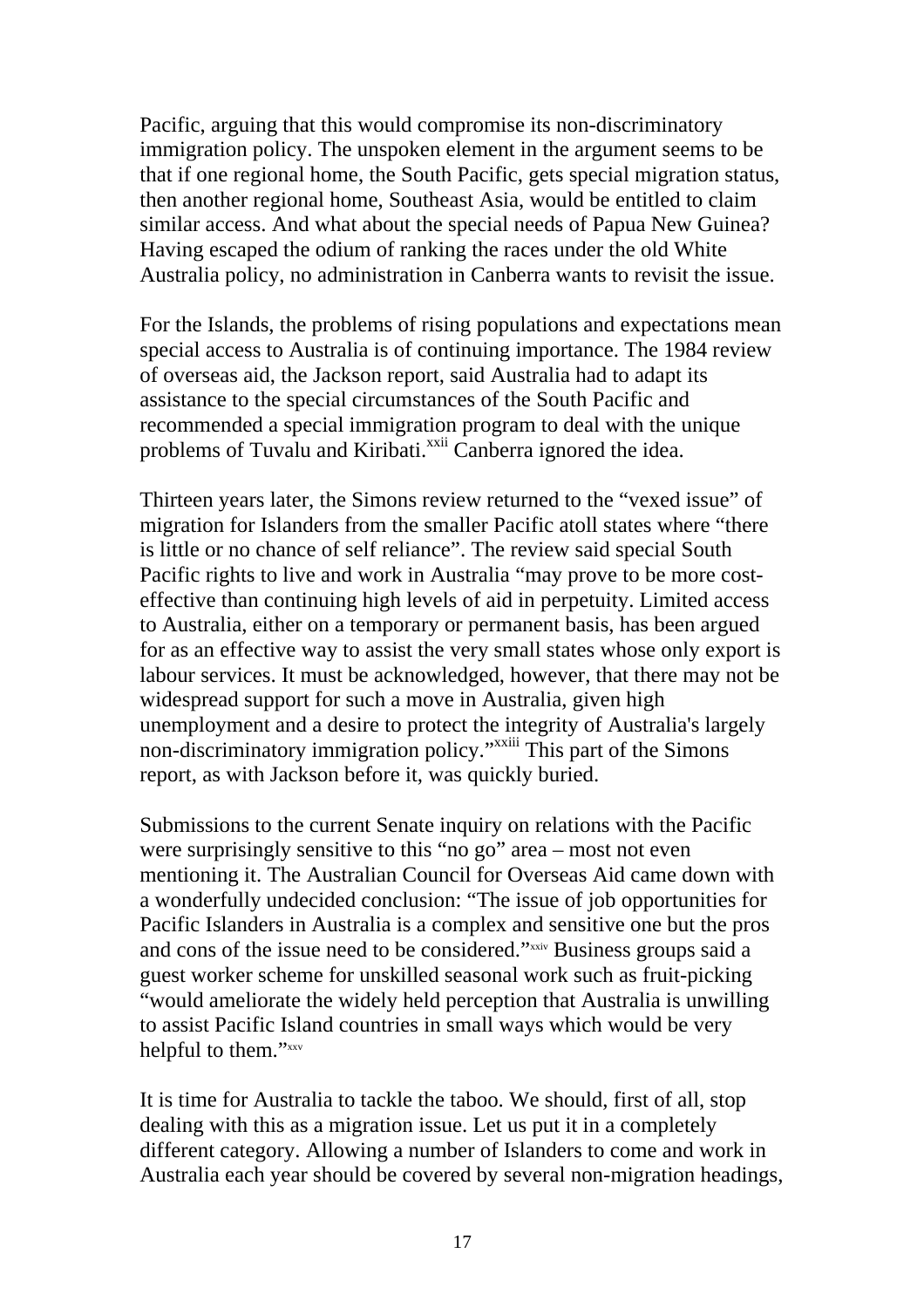Pacific, arguing that this would compromise its non-discriminatory immigration policy. The unspoken element in the argument seems to be that if one regional home, the South Pacific, gets special migration status, then another regional home, Southeast Asia, would be entitled to claim similar access. And what about the special needs of Papua New Guinea? Having escaped the odium of ranking the races under the old White Australia policy, no administration in Canberra wants to revisit the issue.

For the Islands, the problems of rising populations and expectations mean special access to Australia is of continuing importance. The 1984 review of overseas aid, the Jackson report, said Australia had to adapt its assistance to the special circumstances of the South Pacific and recommended a special immigration program to deal with the unique problems of Tuvalu and Kiribati.[xxii] Canberra ignored the idea.

Thirteen years later, the Simons review returned to the "vexed issue" of migration for Islanders from the smaller Pacific atoll states where "there is little or no chance of self reliance". The review said special South Pacific rights to live and work in Australia "may prove to be more cost-effective than continuing high levels of aid in perpetuity. Limited access to Australia, either on a temporary or permanent basis, has been argued for as an effective way to assist the very small states whose only export is labour services. It must be acknowledged, however, that there may not be widespread support for such a move in Australia, given high unemployment and a desire to protect the integrity of Australia's largely non-discriminatory immigration policy."[xxiii] This part of the Simons report, as with Jackson before it, was quickly buried.

Submissions to the current Senate inquiry on relations with the Pacific were surprisingly sensitive to this "no go" area – most not even mentioning it. The Australian Council for Overseas Aid came down with a wonderfully undecided conclusion: "The issue of job opportunities for Pacific Islanders in Australia is a complex and sensitive one but the pros and cons of the issue need to be considered."[xxiv] Business groups said a guest worker scheme for unskilled seasonal work such as fruit-picking "would ameliorate the widely held perception that Australia is unwilling to assist Pacific Island countries in small ways which would be very helpful to them."[xxv]

It is time for Australia to tackle the taboo. We should, first of all, stop dealing with this as a migration issue. Let us put it in a completely different category. Allowing a number of Islanders to come and work in Australia each year should be covered by several non-migration headings,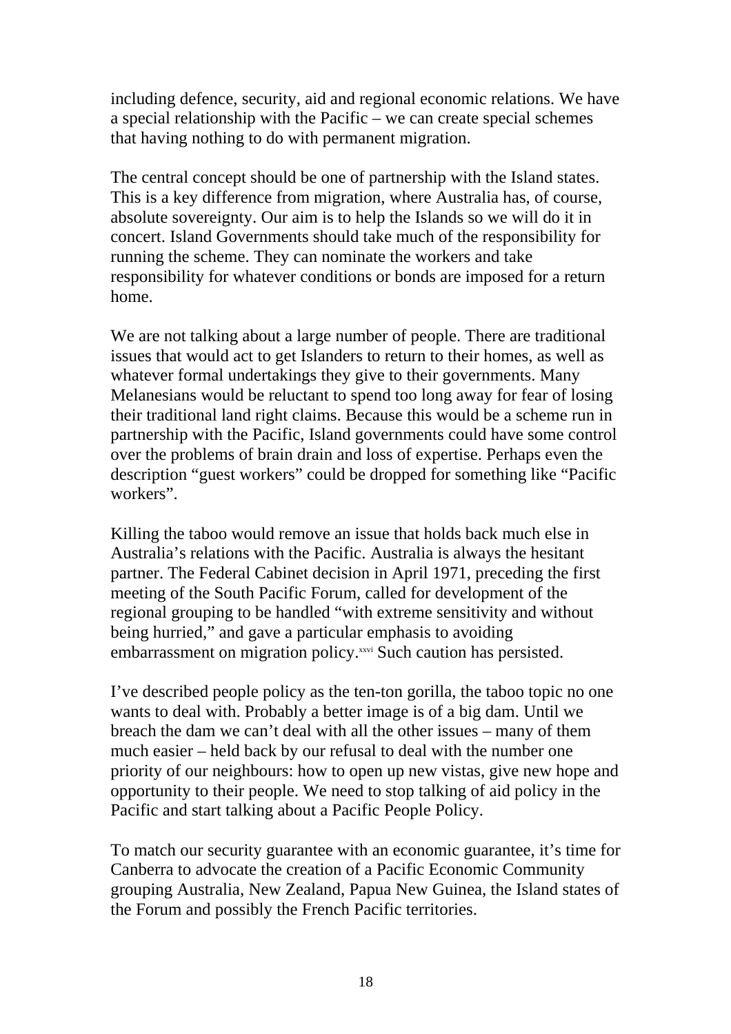including defence, security, aid and regional economic relations. We have a special relationship with the Pacific – we can create special schemes that having nothing to do with permanent migration.

The central concept should be one of partnership with the Island states. This is a key difference from migration, where Australia has, of course, absolute sovereignty. Our aim is to help the Islands so we will do it in concert. Island Governments should take much of the responsibility for running the scheme. They can nominate the workers and take responsibility for whatever conditions or bonds are imposed for a return home.

We are not talking about a large number of people. There are traditional issues that would act to get Islanders to return to their homes, as well as whatever formal undertakings they give to their governments. Many Melanesians would be reluctant to spend too long away for fear of losing their traditional land right claims. Because this would be a scheme run in partnership with the Pacific, Island governments could have some control over the problems of brain drain and loss of expertise. Perhaps even the description "guest workers" could be dropped for something like "Pacific workers".

Killing the taboo would remove an issue that holds back much else in Australia's relations with the Pacific. Australia is always the hesitant partner. The Federal Cabinet decision in April 1971, preceding the first meeting of the South Pacific Forum, called for development of the regional grouping to be handled "with extreme sensitivity and without being hurried," and gave a particular emphasis to avoiding embarrassment on migration policy.[xxvi] Such caution has persisted.

I've described people policy as the ten-ton gorilla, the taboo topic no one wants to deal with. Probably a better image is of a big dam. Until we breach the dam we can't deal with all the other issues – many of them much easier – held back by our refusal to deal with the number one priority of our neighbours: how to open up new vistas, give new hope and opportunity to their people. We need to stop talking of aid policy in the Pacific and start talking about a Pacific People Policy.

To match our security guarantee with an economic guarantee, it's time for Canberra to advocate the creation of a Pacific Economic Community grouping Australia, New Zealand, Papua New Guinea, the Island states of the Forum and possibly the French Pacific territories.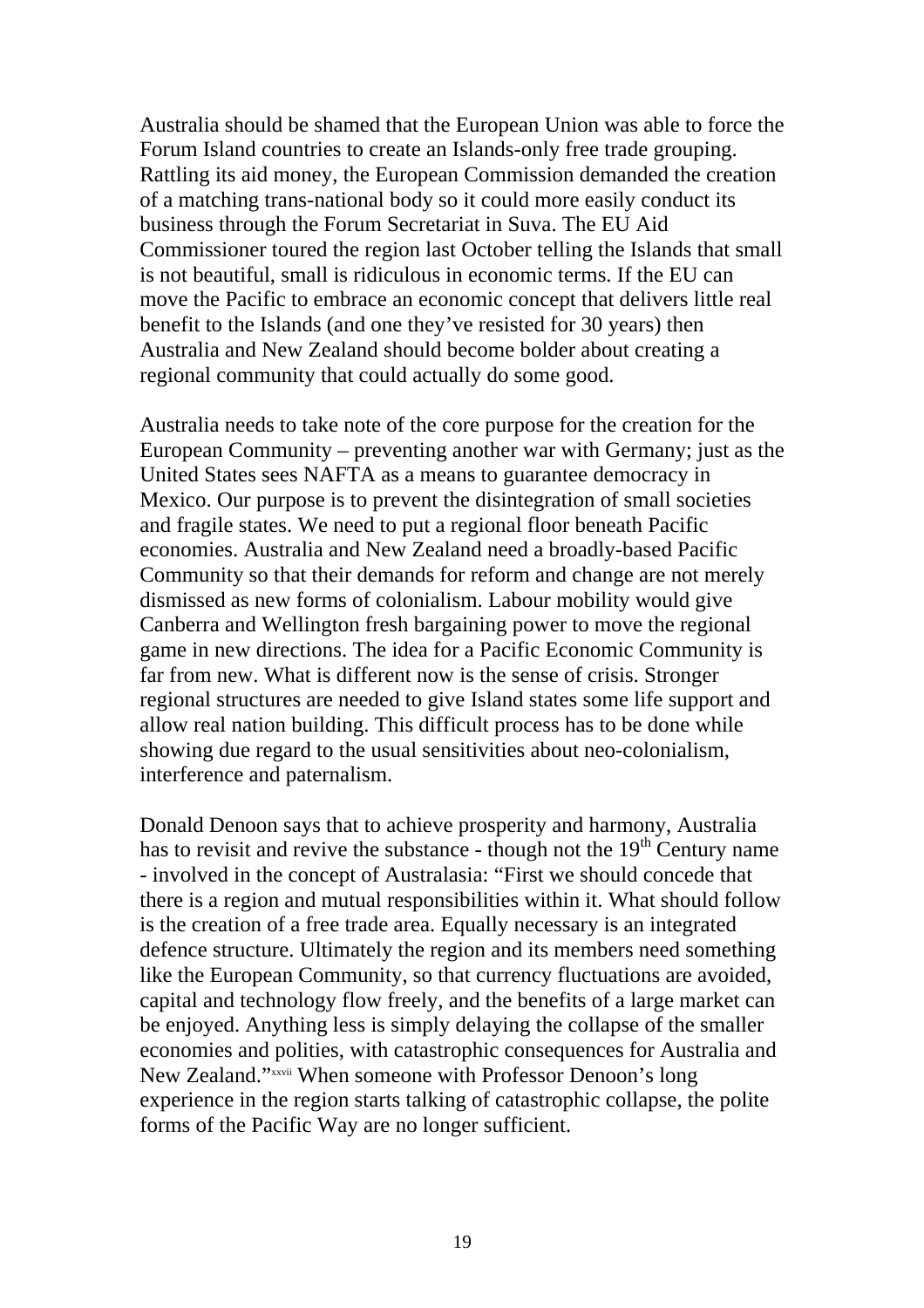Australia should be shamed that the European Union was able to force the Forum Island countries to create an Islands-only free trade grouping. Rattling its aid money, the European Commission demanded the creation of a matching trans-national body so it could more easily conduct its business through the Forum Secretariat in Suva. The EU Aid Commissioner toured the region last October telling the Islands that small is not beautiful, small is ridiculous in economic terms. If the EU can move the Pacific to embrace an economic concept that delivers little real benefit to the Islands (and one they've resisted for 30 years) then Australia and New Zealand should become bolder about creating a regional community that could actually do some good.

Australia needs to take note of the core purpose for the creation for the European Community – preventing another war with Germany; just as the United States sees NAFTA as a means to guarantee democracy in Mexico. Our purpose is to prevent the disintegration of small societies and fragile states. We need to put a regional floor beneath Pacific economies. Australia and New Zealand need a broadly-based Pacific Community so that their demands for reform and change are not merely dismissed as new forms of colonialism. Labour mobility would give Canberra and Wellington fresh bargaining power to move the regional game in new directions. The idea for a Pacific Economic Community is far from new. What is different now is the sense of crisis. Stronger regional structures are needed to give Island states some life support and allow real nation building. This difficult process has to be done while showing due regard to the usual sensitivities about neo-colonialism, interference and paternalism.

Donald Denoon says that to achieve prosperity and harmony, Australia has to revisit and revive the substance - though not the 19th Century name - involved in the concept of Australasia: "First we should concede that there is a region and mutual responsibilities within it. What should follow is the creation of a free trade area. Equally necessary is an integrated defence structure. Ultimately the region and its members need something like the European Community, so that currency fluctuations are avoided, capital and technology flow freely, and the benefits of a large market can be enjoyed. Anything less is simply delaying the collapse of the smaller economies and polities, with catastrophic consequences for Australia and New Zealand."[xxvii] When someone with Professor Denoon's long experience in the region starts talking of catastrophic collapse, the polite forms of the Pacific Way are no longer sufficient.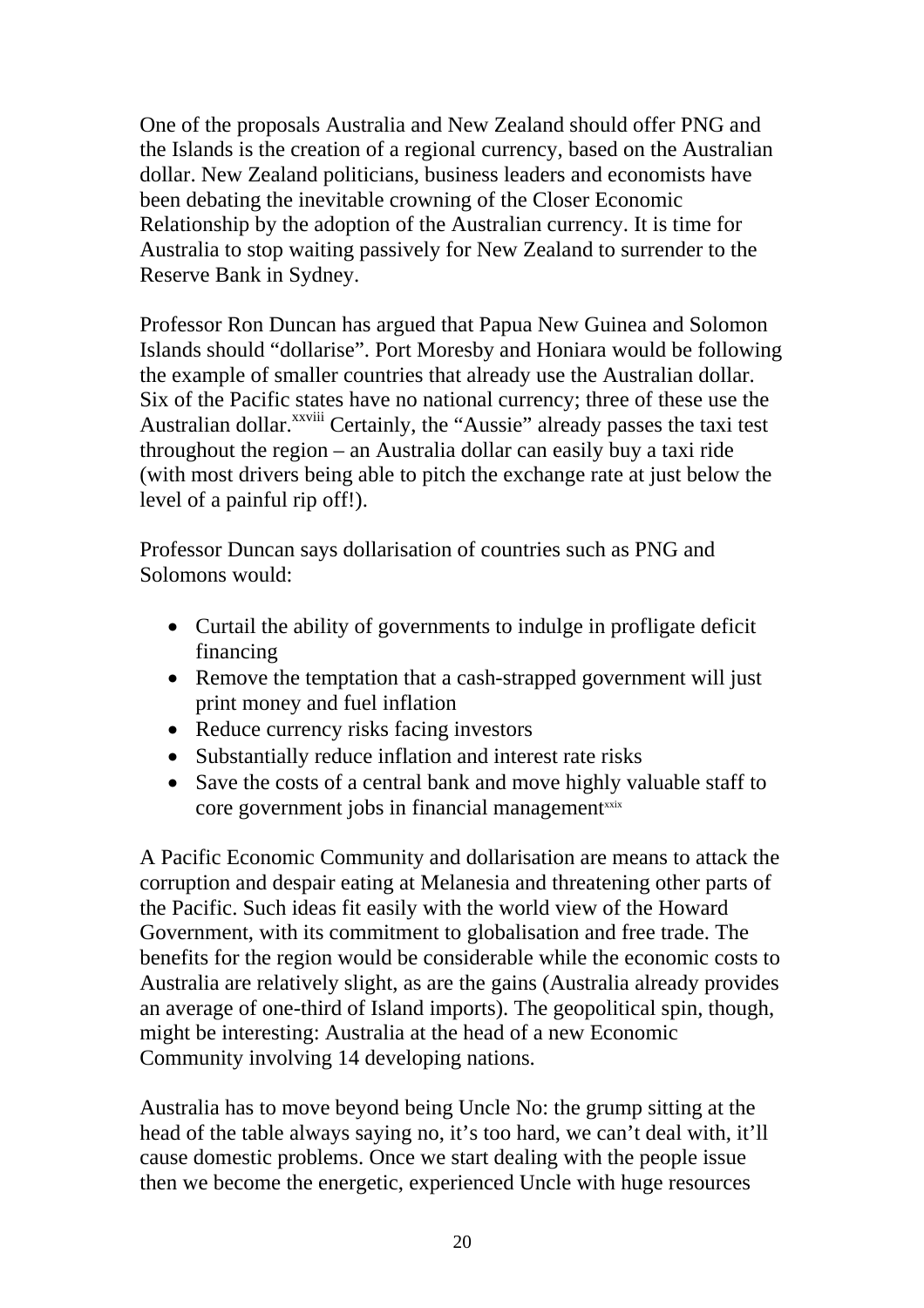One of the proposals Australia and New Zealand should offer PNG and the Islands is the creation of a regional currency, based on the Australian dollar. New Zealand politicians, business leaders and economists have been debating the inevitable crowning of the Closer Economic Relationship by the adoption of the Australian currency. It is time for Australia to stop waiting passively for New Zealand to surrender to the Reserve Bank in Sydney.

Professor Ron Duncan has argued that Papua New Guinea and Solomon Islands should "dollarise". Port Moresby and Honiara would be following the example of smaller countries that already use the Australian dollar. Six of the Pacific states have no national currency; three of these use the Australian dollar.[xxviii] Certainly, the "Aussie" already passes the taxi test throughout the region – an Australia dollar can easily buy a taxi ride (with most drivers being able to pitch the exchange rate at just below the level of a painful rip off!).

Professor Duncan says dollarisation of countries such as PNG and Solomons would:

- Curtail the ability of governments to indulge in profligate deficit financing
- Remove the temptation that a cash-strapped government will just print money and fuel inflation
- Reduce currency risks facing investors
- Substantially reduce inflation and interest rate risks
- Save the costs of a central bank and move highly valuable staff to core government jobs in financial management[xxix]

A Pacific Economic Community and dollarisation are means to attack the corruption and despair eating at Melanesia and threatening other parts of the Pacific. Such ideas fit easily with the world view of the Howard Government, with its commitment to globalisation and free trade. The benefits for the region would be considerable while the economic costs to Australia are relatively slight, as are the gains (Australia already provides an average of one-third of Island imports). The geopolitical spin, though, might be interesting: Australia at the head of a new Economic Community involving 14 developing nations.

Australia has to move beyond being Uncle No: the grump sitting at the head of the table always saying no, it's too hard, we can't deal with, it'll cause domestic problems. Once we start dealing with the people issue then we become the energetic, experienced Uncle with huge resources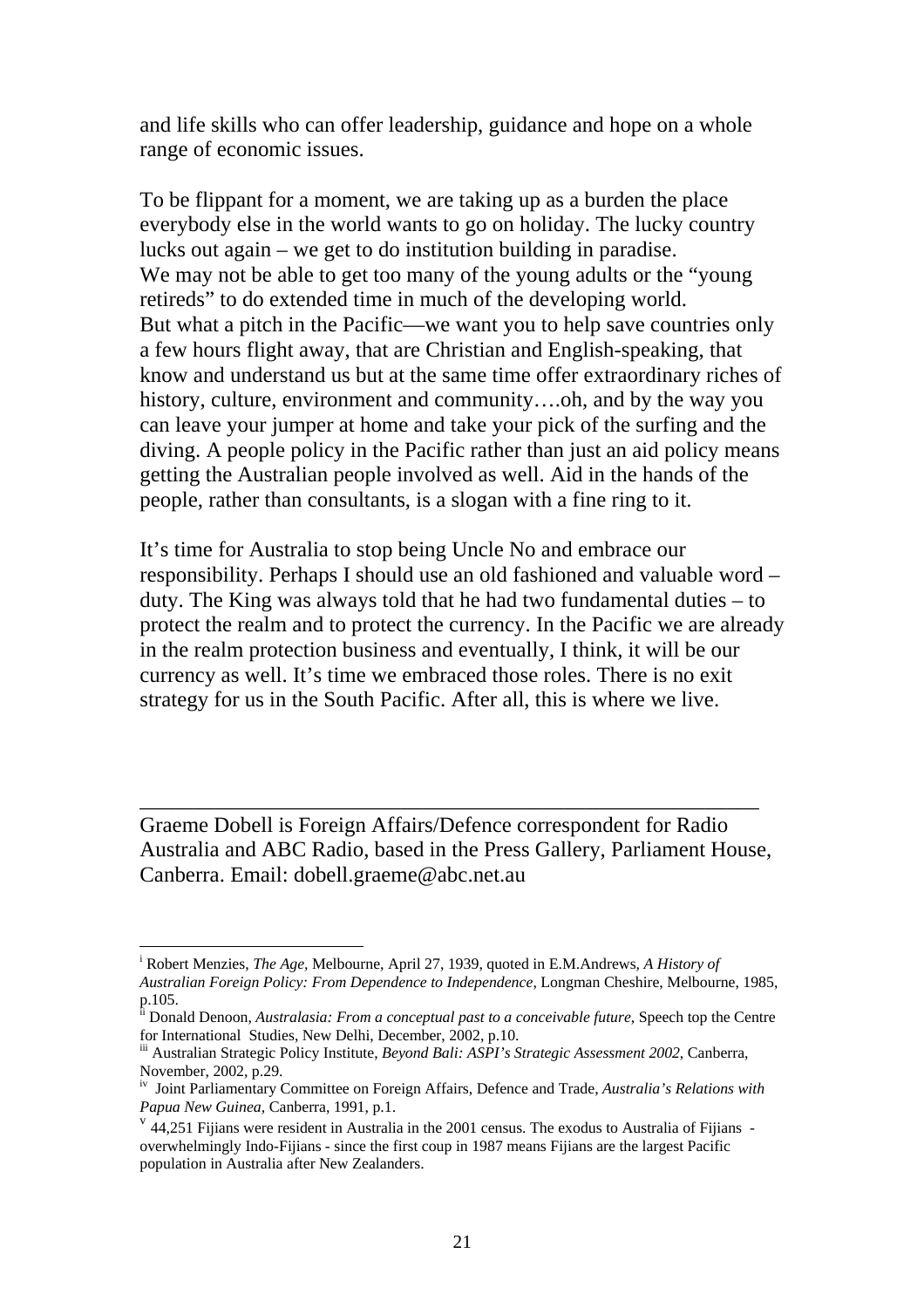and life skills who can offer leadership, guidance and hope on a whole range of economic issues.

To be flippant for a moment, we are taking up as a burden the place everybody else in the world wants to go on holiday. The lucky country lucks out again – we get to do institution building in paradise. We may not be able to get too many of the young adults or the "young retireds" to do extended time in much of the developing world. But what a pitch in the Pacific—we want you to help save countries only a few hours flight away, that are Christian and English-speaking, that know and understand us but at the same time offer extraordinary riches of history, culture, environment and community….oh, and by the way you can leave your jumper at home and take your pick of the surfing and the diving. A people policy in the Pacific rather than just an aid policy means getting the Australian people involved as well. Aid in the hands of the people, rather than consultants, is a slogan with a fine ring to it.

It's time for Australia to stop being Uncle No and embrace our responsibility. Perhaps I should use an old fashioned and valuable word – duty. The King was always told that he had two fundamental duties – to protect the realm and to protect the currency. In the Pacific we are already in the realm protection business and eventually, I think, it will be our currency as well. It's time we embraced those roles. There is no exit strategy for us in the South Pacific. After all, this is where we live.

---

Graeme Dobell is Foreign Affairs/Defence correspondent for Radio Australia and ABC Radio, based in the Press Gallery, Parliament House, Canberra. Email: dobell.graeme@abc.net.au

---

[i] Robert Menzies, *The Age*, Melbourne, April 27, 1939, quoted in E.M.Andrews, *A History of Australian Foreign Policy: From Dependence to Independence*, Longman Cheshire, Melbourne, 1985, p.105.

[ii] Donald Denoon, *Australasia: From a conceptual past to a conceivable future*, Speech top the Centre for International Studies, New Delhi, December, 2002, p.10.

[iii] Australian Strategic Policy Institute, *Beyond Bali: ASPI's Strategic Assessment 2002*, Canberra, November, 2002, p.29.

[iv] Joint Parliamentary Committee on Foreign Affairs, Defence and Trade, *Australia's Relations with Papua New Guinea*, Canberra, 1991, p.1.

[v] 44,251 Fijians were resident in Australia in the 2001 census. The exodus to Australia of Fijians - overwhelmingly Indo-Fijians - since the first coup in 1987 means Fijians are the largest Pacific population in Australia after New Zealanders.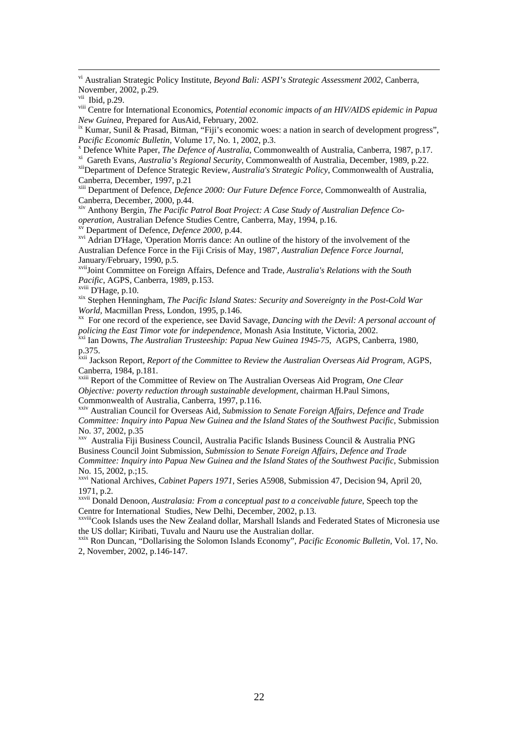[vi] Australian Strategic Policy Institute, *Beyond Bali: ASPI's Strategic Assessment 2002*, Canberra, November, 2002, p.29.

[vii] Ibid, p.29.

[viii] Centre for International Economics, *Potential economic impacts of an HIV/AIDS epidemic in Papua New Guinea*, Prepared for AusAid, February, 2002.

[ix] Kumar, Sunil & Prasad, Bitman, "Fiji's economic woes: a nation in search of development progress", *Pacific Economic Bulletin*, Volume 17, No. 1, 2002, p.3.

[x] Defence White Paper, *The Defence of Australia*, Commonwealth of Australia, Canberra, 1987, p.17.

[xi] Gareth Evans, *Australia's Regional Security*, Commonwealth of Australia, December, 1989, p.22.

[xii] Department of Defence Strategic Review, *Australia's Strategic Policy*, Commonwealth of Australia, Canberra, December, 1997, p.21

[xiii] Department of Defence, *Defence 2000: Our Future Defence Force*, Commonwealth of Australia, Canberra, December, 2000, p.44.

[xiv] Anthony Bergin, *The Pacific Patrol Boat Project: A Case Study of Australian Defence Co-operation*, Australian Defence Studies Centre, Canberra, May, 1994, p.16.

[xv] Department of Defence, *Defence 2000*, p.44.

[xvi] Adrian D'Hage, 'Operation Morris dance: An outline of the history of the involvement of the Australian Defence Force in the Fiji Crisis of May, 1987', *Australian Defence Force Journal*, January/February, 1990, p.5.

[xvii] Joint Committee on Foreign Affairs, Defence and Trade, *Australia's Relations with the South Pacific*, AGPS, Canberra, 1989, p.153.

[xviii] D'Hage, p.10.

[xix] Stephen Henningham, *The Pacific Island States: Security and Sovereignty in the Post-Cold War World*, Macmillan Press, London, 1995, p.146.

[xx] For one record of the experience, see David Savage, *Dancing with the Devil: A personal account of policing the East Timor vote for independence*, Monash Asia Institute, Victoria, 2002.

[xxi] Ian Downs, *The Australian Trusteeship: Papua New Guinea 1945-75*, AGPS, Canberra, 1980, p.375.

[xxii] Jackson Report, *Report of the Committee to Review the Australian Overseas Aid Program*, AGPS, Canberra, 1984, p.181.

[xxiii] Report of the Committee of Review on The Australian Overseas Aid Program, *One Clear Objective: poverty reduction through sustainable development*, chairman H.Paul Simons, Commonwealth of Australia, Canberra, 1997, p.116.

[xxiv] Australian Council for Overseas Aid, *Submission to Senate Foreign Affairs, Defence and Trade Committee: Inquiry into Papua New Guinea and the Island States of the Southwest Pacific*, Submission No. 37, 2002, p.35

[xxv] Australia Fiji Business Council, Australia Pacific Islands Business Council & Australia PNG Business Council Joint Submission, *Submission to Senate Foreign Affairs, Defence and Trade Committee: Inquiry into Papua New Guinea and the Island States of the Southwest Pacific*, Submission No. 15, 2002, p.;15.

[xxvi] National Archives, *Cabinet Papers 1971*, Series A5908, Submission 47, Decision 94, April 20, 1971, p.2.

[xxvii] Donald Denoon, *Australasia: From a conceptual past to a conceivable future*, Speech top the Centre for International Studies, New Delhi, December, 2002, p.13.

[xxviii] Cook Islands uses the New Zealand dollar, Marshall Islands and Federated States of Micronesia use the US dollar; Kiribati, Tuvalu and Nauru use the Australian dollar.

[xxix] Ron Duncan, "Dollarising the Solomon Islands Economy", *Pacific Economic Bulletin*, Vol. 17, No. 2, November, 2002, p.146-147.